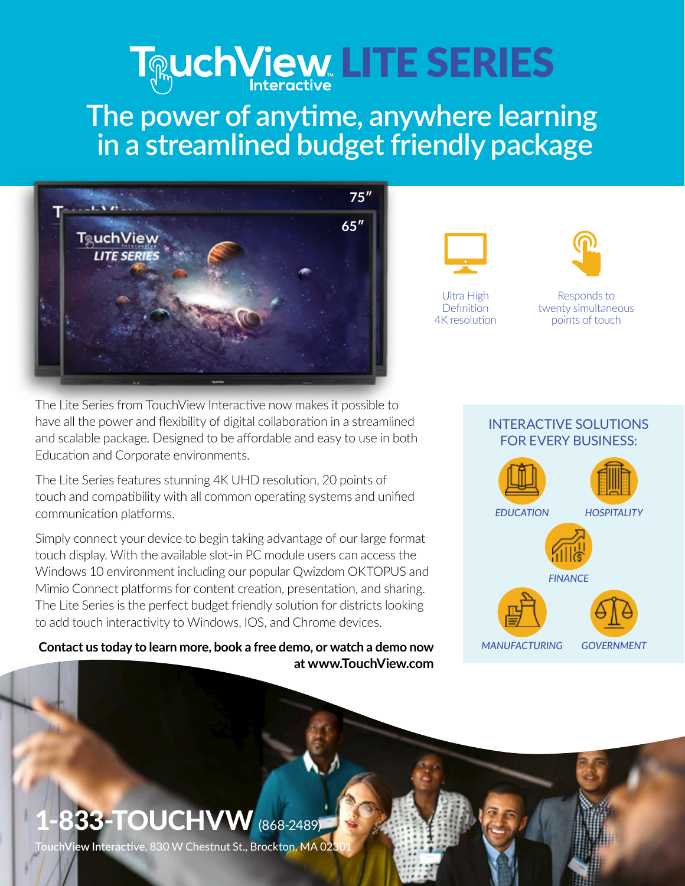# TouchView Interactive LITE SERIES

## The power of anytime, anywhere learning in a streamlined budget friendly package

Ultra High Definition 4K resolution

Responds to twenty simultaneous points of touch

The Lite Series from TouchView Interactive now makes it possible to have all the power and flexibility of digital collaboration in a streamlined and scalable package. Designed to be affordable and easy to use in both Education and Corporate environments.

The Lite Series features stunning 4K UHD resolution, 20 points of touch and compatibility with all common operating systems and unified communication platforms.

Simply connect your device to begin taking advantage of our large format touch display. With the available slot-in PC module users can access the Windows 10 environment including our popular Qwizdom OKTOPUS and Mimio Connect platforms for content creation, presentation, and sharing. The Lite Series is the perfect budget friendly solution for districts looking to add touch interactivity to Windows, IOS, and Chrome devices.

**Contact us today to learn more, book a free demo, or watch a demo now at www.TouchView.com**

### INTERACTIVE SOLUTIONS FOR EVERY BUSINESS:

- *EDUCATION*
- *HOSPITALITY*
- *FINANCE*
- *MANUFACTURING*
- *GOVERNMENT*

**1-833-TOUCHVW** (868-2489)

TouchView Interactive, 830 W Chestnut St., Brockton, MA 02301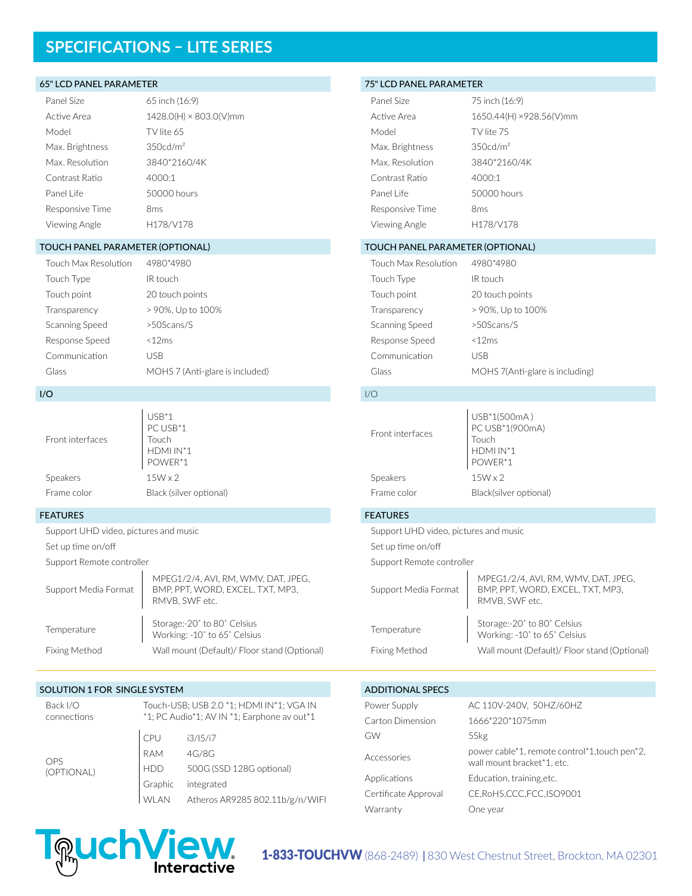# SPECIFICATIONS – LITE SERIES

## 65" LCD PANEL PARAMETER

| | |
|---|---|
| Panel Size | 65 inch (16:9) |
| Active Area | 1428.0(H) × 803.0(V)mm |
| Model | TV lite 65 |
| Max. Brightness | 350cd/m² |
| Max. Resolution | 3840*2160/4K |
| Contrast Ratio | 4000:1 |
| Panel Life | 50000 hours |
| Responsive Time | 8ms |
| Viewing Angle | H178/V178 |

## TOUCH PANEL PARAMETER (OPTIONAL)

| | |
|---|---|
| Touch Max Resolution | 4980*4980 |
| Touch Type | IR touch |
| Touch point | 20 touch points |
| Transparency | > 90%, Up to 100% |
| Scanning Speed | >50Scans/S |
| Response Speed | <12ms |
| Communication | USB |
| Glass | MOHS 7 (Anti-glare is included) |

## I/O

| | |
|---|---|
| Front interfaces | USB*1<br>PC USB*1<br>Touch<br>HDMI IN*1<br>POWER*1 |
| Speakers | 15W x 2 |
| Frame color | Black (silver optional) |

## FEATURES

Support UHD video, pictures and music

Set up time on/off

Support Remote controller

| | |
|---|---|
| Support Media Format | MPEG1/2/4, AVI, RM, WMV, DAT, JPEG, BMP, PPT, WORD, EXCEL, TXT, MP3, RMVB, SWF etc. |
| Temperature | Storage:-20° to 80° Celsius<br>Working: -10° to 65° Celsius |
| Fixing Method | Wall mount (Default)/ Floor stand (Optional) |

## 75" LCD PANEL PARAMETER

| | |
|---|---|
| Panel Size | 75 inch (16:9) |
| Active Area | 1650.44(H) ×928.56(V)mm |
| Model | TV lite 75 |
| Max. Brightness | 350cd/m² |
| Max. Resolution | 3840*2160/4K |
| Contrast Ratio | 4000:1 |
| Panel Life | 50000 hours |
| Responsive Time | 8ms |
| Viewing Angle | H178/V178 |

## TOUCH PANEL PARAMETER (OPTIONAL)

| | |
|---|---|
| Touch Max Resolution | 4980*4980 |
| Touch Type | IR touch |
| Touch point | 20 touch points |
| Transparency | > 90%, Up to 100% |
| Scanning Speed | >50Scans/S |
| Response Speed | <12ms |
| Communication | USB |
| Glass | MOHS 7(Anti-glare is including) |

## I/O

| | |
|---|---|
| Front interfaces | USB*1(500mA )<br>PC USB*1(900mA)<br>Touch<br>HDMI IN*1<br>POWER*1 |
| Speakers | 15W x 2 |
| Frame color | Black(silver optional) |

## FEATURES

Support UHD video, pictures and music

Set up time on/off

Support Remote controller

| | |
|---|---|
| Support Media Format | MPEG1/2/4, AVI, RM, WMV, DAT, JPEG, BMP, PPT, WORD, EXCEL, TXT, MP3, RMVB, SWF etc. |
| Temperature | Storage:-20° to 80° Celsius<br>Working: -10° to 65° Celsius |
| Fixing Method | Wall mount (Default)/ Floor stand (Optional) |

## SOLUTION 1 FOR SINGLE SYSTEM

| | | |
|---|---|---|
| Back I/O connections | Touch-USB; USB 2.0 *1; HDMI IN*1; VGA IN *1; PC Audio*1; AV IN *1; Earphone av out*1 | |
| OPS (OPTIONAL) | CPU | i3/I5/i7 |
| | RAM | 4G/8G |
| | HDD | 500G (SSD 128G optional) |
| | Graphic | integrated |
| | WLAN | Atheros AR9285 802.11b/g/n/WIFI |

## ADDITIONAL SPECS

| | |
|---|---|
| Power Supply | AC 110V-240V, 50HZ/60HZ |
| Carton Dimension | 1666*220*1075mm |
| GW | 55kg |
| Accessories | power cable*1, remote control*1,touch pen*2, wall mount bracket*1, etc. |
| Applications | Education, training,etc. |
| Certificate Approval | CE,RoHS,CCC,FCC,ISO9001 |
| Warranty | One year |

TouchView Interactive

**1-833-TOUCHVW** (868-2489) | 830 West Chestnut Street, Brockton, MA 02301